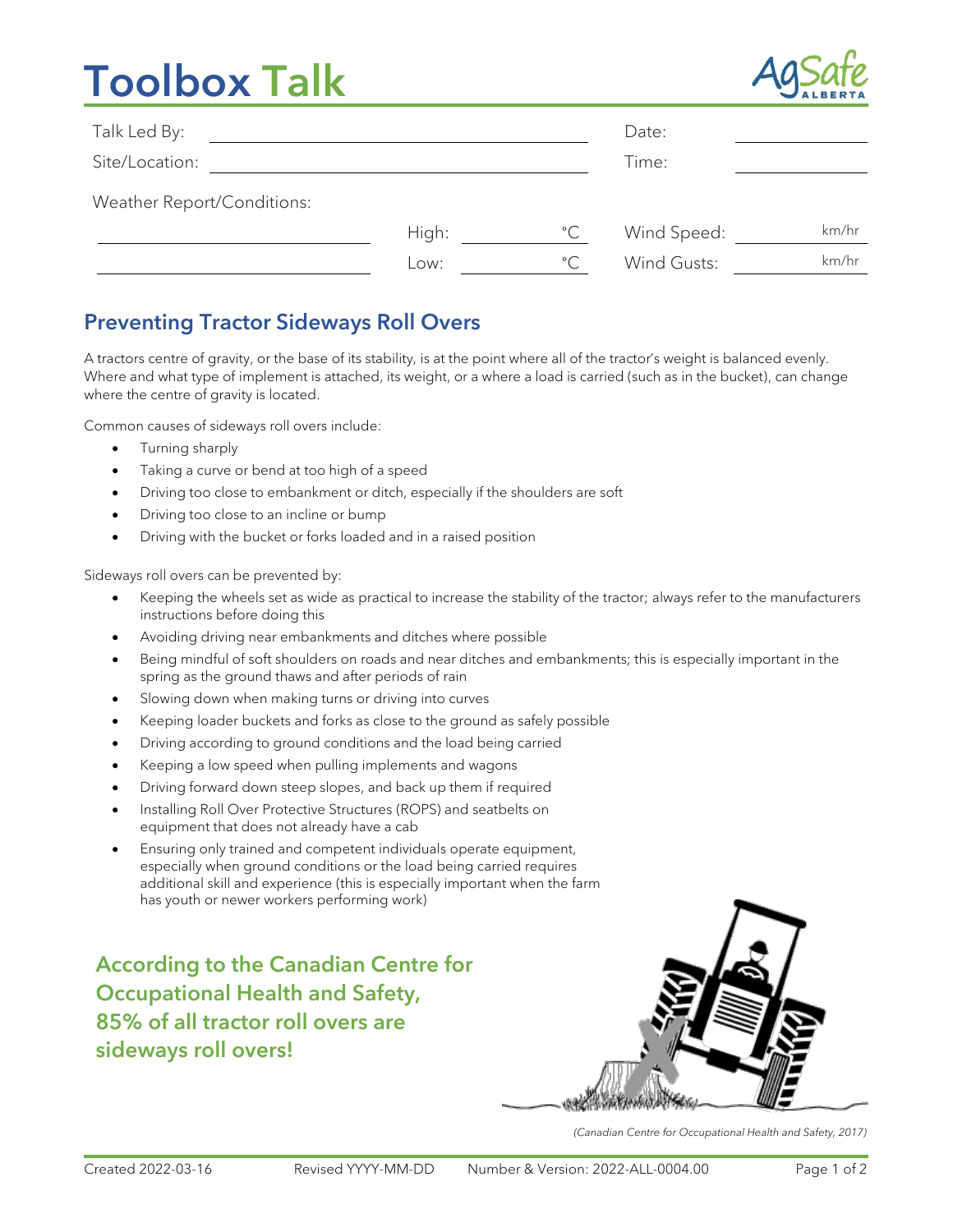# Toolbox Talk

| Talk Led By: | | Date: | |
|---|---|---|---|
| Site/Location: | | Time: | |

Weather Report/Conditions:

| | High: | °C | Wind Speed: | km/hr |
|---|---|---|---|---|
| | Low: | °C | Wind Gusts: | km/hr |

## Preventing Tractor Sideways Roll Overs

A tractors centre of gravity, or the base of its stability, is at the point where all of the tractor's weight is balanced evenly. Where and what type of implement is attached, its weight, or a where a load is carried (such as in the bucket), can change where the centre of gravity is located.

Common causes of sideways roll overs include:

- Turning sharply
- Taking a curve or bend at too high of a speed
- Driving too close to embankment or ditch, especially if the shoulders are soft
- Driving too close to an incline or bump
- Driving with the bucket or forks loaded and in a raised position

Sideways roll overs can be prevented by:

- Keeping the wheels set as wide as practical to increase the stability of the tractor; always refer to the manufacturers instructions before doing this
- Avoiding driving near embankments and ditches where possible
- Being mindful of soft shoulders on roads and near ditches and embankments; this is especially important in the spring as the ground thaws and after periods of rain
- Slowing down when making turns or driving into curves
- Keeping loader buckets and forks as close to the ground as safely possible
- Driving according to ground conditions and the load being carried
- Keeping a low speed when pulling implements and wagons
- Driving forward down steep slopes, and back up them if required
- Installing Roll Over Protective Structures (ROPS) and seatbelts on equipment that does not already have a cab
- Ensuring only trained and competent individuals operate equipment, especially when ground conditions or the load being carried requires additional skill and experience (this is especially important when the farm has youth or newer workers performing work)

**According to the Canadian Centre for Occupational Health and Safety, 85% of all tractor roll overs are sideways roll overs!**

*(Canadian Centre for Occupational Health and Safety, 2017)*

Created 2022-03-16 Revised YYYY-MM-DD Number & Version: 2022-ALL-0004.00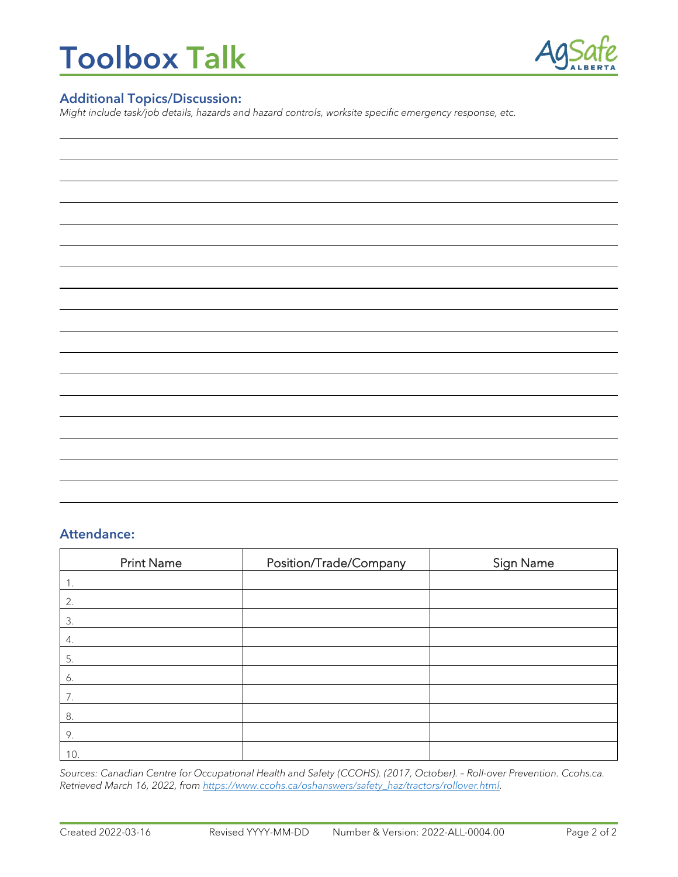# Toolbox Talk

## Additional Topics/Discussion:

*Might include task/job details, hazards and hazard controls, worksite specific emergency response, etc.*

## Attendance:

| Print Name | Position/Trade/Company | Sign Name |
|---|---|---|
| 1. | | |
| 2. | | |
| 3. | | |
| 4. | | |
| 5. | | |
| 6. | | |
| 7. | | |
| 8. | | |
| 9. | | |
| 10. | | |

*Sources: Canadian Centre for Occupational Health and Safety (CCOHS). (2017, October). – Roll-over Prevention. Ccohs.ca. Retrieved March 16, 2022, from [https://www.ccohs.ca/oshanswers/safety_haz/tractors/rollover.html](https://www.ccohs.ca/oshanswers/safety_haz/tractors/rollover.html).*

Created 2022-03-16 Revised YYYY-MM-DD Number & Version: 2022-ALL-0004.00